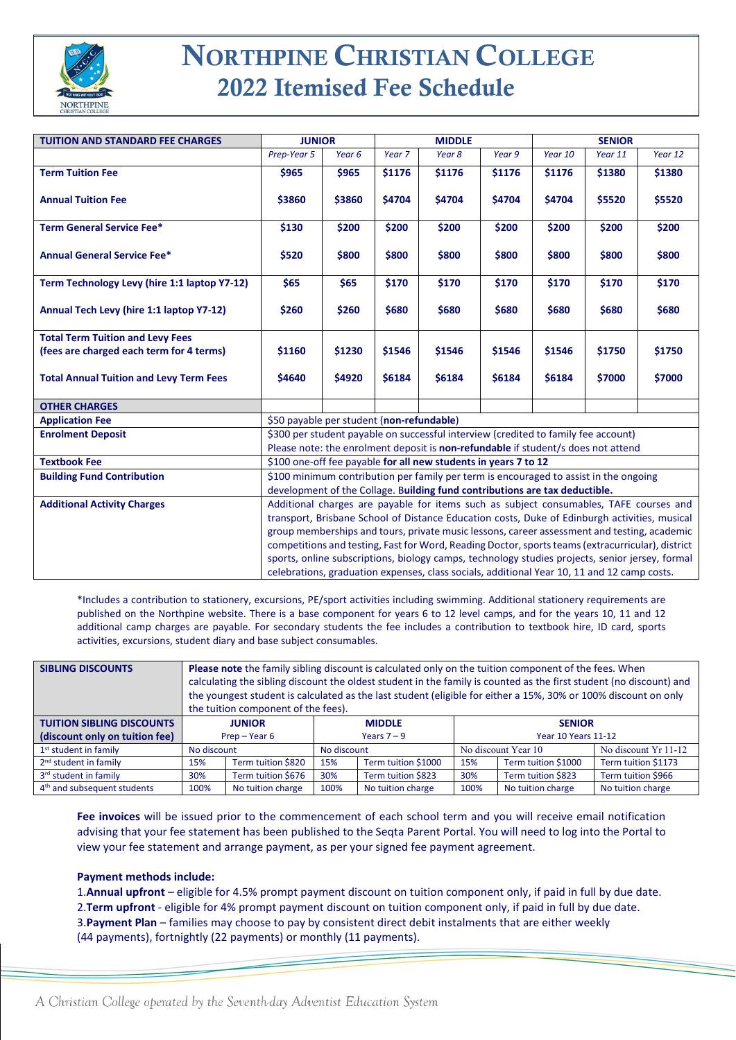# NORTHPINE CHRISTIAN COLLEGE
## 2022 Itemised Fee Schedule

| TUITION AND STANDARD FEE CHARGES | JUNIOR | | MIDDLE | | | SENIOR | | |
|---|---|---|---|---|---|---|---|---|
| | *Prep-Year 5* | *Year 6* | *Year 7* | *Year 8* | *Year 9* | *Year 10* | *Year 11* | *Year 12* |
| **Term Tuition Fee** | **$965** | **$965** | **$1176** | **$1176** | **$1176** | **$1176** | **$1380** | **$1380** |
| **Annual Tuition Fee** | **$3860** | **$3860** | **$4704** | **$4704** | **$4704** | **$4704** | **$5520** | **$5520** |
| **Term General Service Fee*** | **$130** | **$200** | **$200** | **$200** | **$200** | **$200** | **$200** | **$200** |
| **Annual General Service Fee*** | **$520** | **$800** | **$800** | **$800** | **$800** | **$800** | **$800** | **$800** |
| **Term Technology Levy (hire 1:1 laptop Y7-12)** | **$65** | **$65** | **$170** | **$170** | **$170** | **$170** | **$170** | **$170** |
| **Annual Tech Levy (hire 1:1 laptop Y7-12)** | **$260** | **$260** | **$680** | **$680** | **$680** | **$680** | **$680** | **$680** |
| **Total Term Tuition and Levy Fees (fees are charged each term for 4 terms)** | **$1160** | **$1230** | **$1546** | **$1546** | **$1546** | **$1546** | **$1750** | **$1750** |
| **Total Annual Tuition and Levy Term Fees** | **$4640** | **$4920** | **$6184** | **$6184** | **$6184** | **$6184** | **$7000** | **$7000** |

| OTHER CHARGES | |
|---|---|
| **Application Fee** | $50 payable per student (**non-refundable**) |
| **Enrolment Deposit** | $300 per student payable on successful interview (credited to family fee account) Please note: the enrolment deposit is **non-refundable** if student/s does not attend |
| **Textbook Fee** | $100 one-off fee payable **for all new students in years 7 to 12** |
| **Building Fund Contribution** | $100 minimum contribution per family per term is encouraged to assist in the ongoing development of the Collage. **Building fund contributions are tax deductible.** |
| **Additional Activity Charges** | Additional charges are payable for items such as subject consumables, TAFE courses and transport, Brisbane School of Distance Education costs, Duke of Edinburgh activities, musical group memberships and tours, private music lessons, career assessment and testing, academic competitions and testing, Fast for Word, Reading Doctor, sports teams (extracurricular), district sports, online subscriptions, biology camps, technology studies projects, senior jersey, formal celebrations, graduation expenses, class socials, additional Year 10, 11 and 12 camp costs. |

*Includes a contribution to stationery, excursions, PE/sport activities including swimming. Additional stationery requirements are published on the Northpine website. There is a base component for years 6 to 12 level camps, and for the years 10, 11 and 12 additional camp charges are payable. For secondary students the fee includes a contribution to textbook hire, ID card, sports activities, excursions, student diary and base subject consumables.

**SIBLING DISCOUNTS** — **Please note** the family sibling discount is calculated only on the tuition component of the fees. When calculating the sibling discount the oldest student in the family is counted as the first student (no discount) and the youngest student is calculated as the last student (eligible for either a 15%, 30% or 100% discount on only the tuition component of the fees).

| TUITION SIBLING DISCOUNTS (discount only on tuition fee) | JUNIOR Prep – Year 6 | | MIDDLE Years 7 – 9 | | SENIOR Year 10 Years 11-12 | | |
|---|---|---|---|---|---|---|---|
| 1st student in family | No discount | | No discount | | No discount Year 10 | | No discount Yr 11-12 |
| 2nd student in family | 15% | Term tuition $820 | 15% | Term tuition $1000 | 15% | Term tuition $1000 | Term tuition $1173 |
| 3rd student in family | 30% | Term tuition $676 | 30% | Term tuition $823 | 30% | Term tuition $823 | Term tuition $966 |
| 4th and subsequent students | 100% | No tuition charge | 100% | No tuition charge | 100% | No tuition charge | No tuition charge |

**Fee invoices** will be issued prior to the commencement of each school term and you will receive email notification advising that your fee statement has been published to the Seqta Parent Portal. You will need to log into the Portal to view your fee statement and arrange payment, as per your signed fee payment agreement.

**Payment methods include:**

1. **Annual upfront** – eligible for 4.5% prompt payment discount on tuition component only, if paid in full by due date.
2. **Term upfront** - eligible for 4% prompt payment discount on tuition component only, if paid in full by due date.
3. **Payment Plan** – families may choose to pay by consistent direct debit instalments that are either weekly (44 payments), fortnightly (22 payments) or monthly (11 payments).

*A Christian College operated by the Seventh-day Adventist Education System*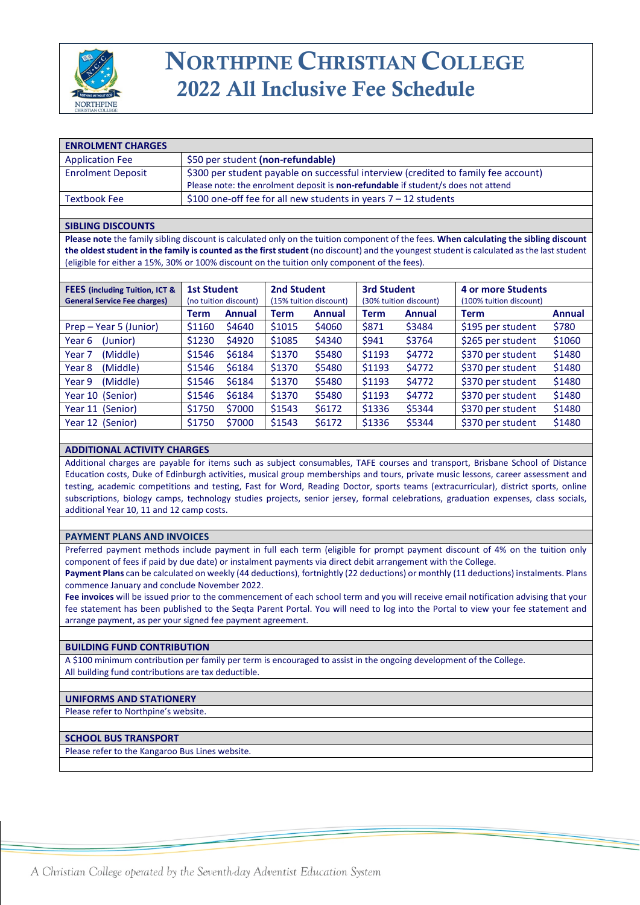# NORTHPINE CHRISTIAN COLLEGE
## 2022 All Inclusive Fee Schedule

| ENROLMENT CHARGES | |
|---|---|
| Application Fee | $50 per student **(non-refundable)** |
| Enrolment Deposit | $300 per student payable on successful interview (credited to family fee account)<br>Please note: the enrolment deposit is **non-refundable** if student/s does not attend |
| Textbook Fee | $100 one-off fee for all new students in years 7 – 12 students |

### SIBLING DISCOUNTS

**Please note** the family sibling discount is calculated only on the tuition component of the fees. **When calculating the sibling discount the oldest student in the family is counted as the first student** (no discount) and the youngest student is calculated as the last student (eligible for either a 15%, 30% or 100% discount on the tuition only component of the fees).

| **FEES** (including Tuition, ICT & General Service Fee charges) | **1st Student** (no tuition discount) | | **2nd Student** (15% tuition discount) | | **3rd Student** (30% tuition discount) | | **4 or more Students** (100% tuition discount) | |
|---|---|---|---|---|---|---|---|---|
| | **Term** | **Annual** | **Term** | **Annual** | **Term** | **Annual** | **Term** | **Annual** |
| Prep – Year 5 (Junior) | $1160 | $4640 | $1015 | $4060 | $871 | $3484 | $195 per student | $780 |
| Year 6 (Junior) | $1230 | $4920 | $1085 | $4340 | $941 | $3764 | $265 per student | $1060 |
| Year 7 (Middle) | $1546 | $6184 | $1370 | $5480 | $1193 | $4772 | $370 per student | $1480 |
| Year 8 (Middle) | $1546 | $6184 | $1370 | $5480 | $1193 | $4772 | $370 per student | $1480 |
| Year 9 (Middle) | $1546 | $6184 | $1370 | $5480 | $1193 | $4772 | $370 per student | $1480 |
| Year 10 (Senior) | $1546 | $6184 | $1370 | $5480 | $1193 | $4772 | $370 per student | $1480 |
| Year 11 (Senior) | $1750 | $7000 | $1543 | $6172 | $1336 | $5344 | $370 per student | $1480 |
| Year 12 (Senior) | $1750 | $7000 | $1543 | $6172 | $1336 | $5344 | $370 per student | $1480 |

### ADDITIONAL ACTIVITY CHARGES

Additional charges are payable for items such as subject consumables, TAFE courses and transport, Brisbane School of Distance Education costs, Duke of Edinburgh activities, musical group memberships and tours, private music lessons, career assessment and testing, academic competitions and testing, Fast for Word, Reading Doctor, sports teams (extracurricular), district sports, online subscriptions, biology camps, technology studies projects, senior jersey, formal celebrations, graduation expenses, class socials, additional Year 10, 11 and 12 camp costs.

### PAYMENT PLANS AND INVOICES

Preferred payment methods include payment in full each term (eligible for prompt payment discount of 4% on the tuition only component of fees if paid by due date) or instalment payments via direct debit arrangement with the College.

**Payment Plans** can be calculated on weekly (44 deductions), fortnightly (22 deductions) or monthly (11 deductions) instalments. Plans commence January and conclude November 2022.

**Fee invoices** will be issued prior to the commencement of each school term and you will receive email notification advising that your fee statement has been published to the Seqta Parent Portal. You will need to log into the Portal to view your fee statement and arrange payment, as per your signed fee payment agreement.

### BUILDING FUND CONTRIBUTION

A $100 minimum contribution per family per term is encouraged to assist in the ongoing development of the College.
All building fund contributions are tax deductible.

### UNIFORMS AND STATIONERY

Please refer to Northpine's website.

### SCHOOL BUS TRANSPORT

Please refer to the Kangaroo Bus Lines website.

*A Christian College operated by the Seventh-day Adventist Education System*